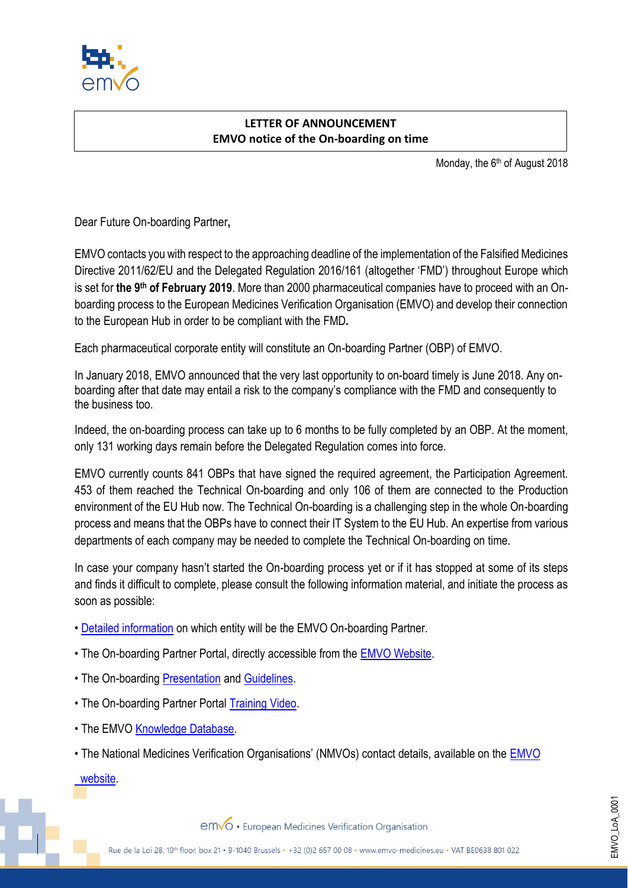**LETTER OF ANNOUNCEMENT**
**EMVO notice of the On-boarding on time**

Monday, the 6th of August 2018

Dear Future On-boarding Partner,

EMVO contacts you with respect to the approaching deadline of the implementation of the Falsified Medicines Directive 2011/62/EU and the Delegated Regulation 2016/161 (altogether 'FMD') throughout Europe which is set for **the 9th of February 2019**. More than 2000 pharmaceutical companies have to proceed with an On-boarding process to the European Medicines Verification Organisation (EMVO) and develop their connection to the European Hub in order to be compliant with the FMD.

Each pharmaceutical corporate entity will constitute an On-boarding Partner (OBP) of EMVO.

In January 2018, EMVO announced that the very last opportunity to on-board timely is June 2018. Any on-boarding after that date may entail a risk to the company's compliance with the FMD and consequently to the business too.

Indeed, the on-boarding process can take up to 6 months to be fully completed by an OBP. At the moment, only 131 working days remain before the Delegated Regulation comes into force.

EMVO currently counts 841 OBPs that have signed the required agreement, the Participation Agreement. 453 of them reached the Technical On-boarding and only 106 of them are connected to the Production environment of the EU Hub now. The Technical On-boarding is a challenging step in the whole On-boarding process and means that the OBPs have to connect their IT System to the EU Hub. An expertise from various departments of each company may be needed to complete the Technical On-boarding on time.

In case your company hasn't started the On-boarding process yet or if it has stopped at some of its steps and finds it difficult to complete, please consult the following information material, and initiate the process as soon as possible:

- Detailed information on which entity will be the EMVO On-boarding Partner.
- The On-boarding Partner Portal, directly accessible from the EMVO Website.
- The On-boarding Presentation and Guidelines.
- The On-boarding Partner Portal Training Video.
- The EMVO Knowledge Database.
- The National Medicines Verification Organisations' (NMVOs) contact details, available on the EMVO website.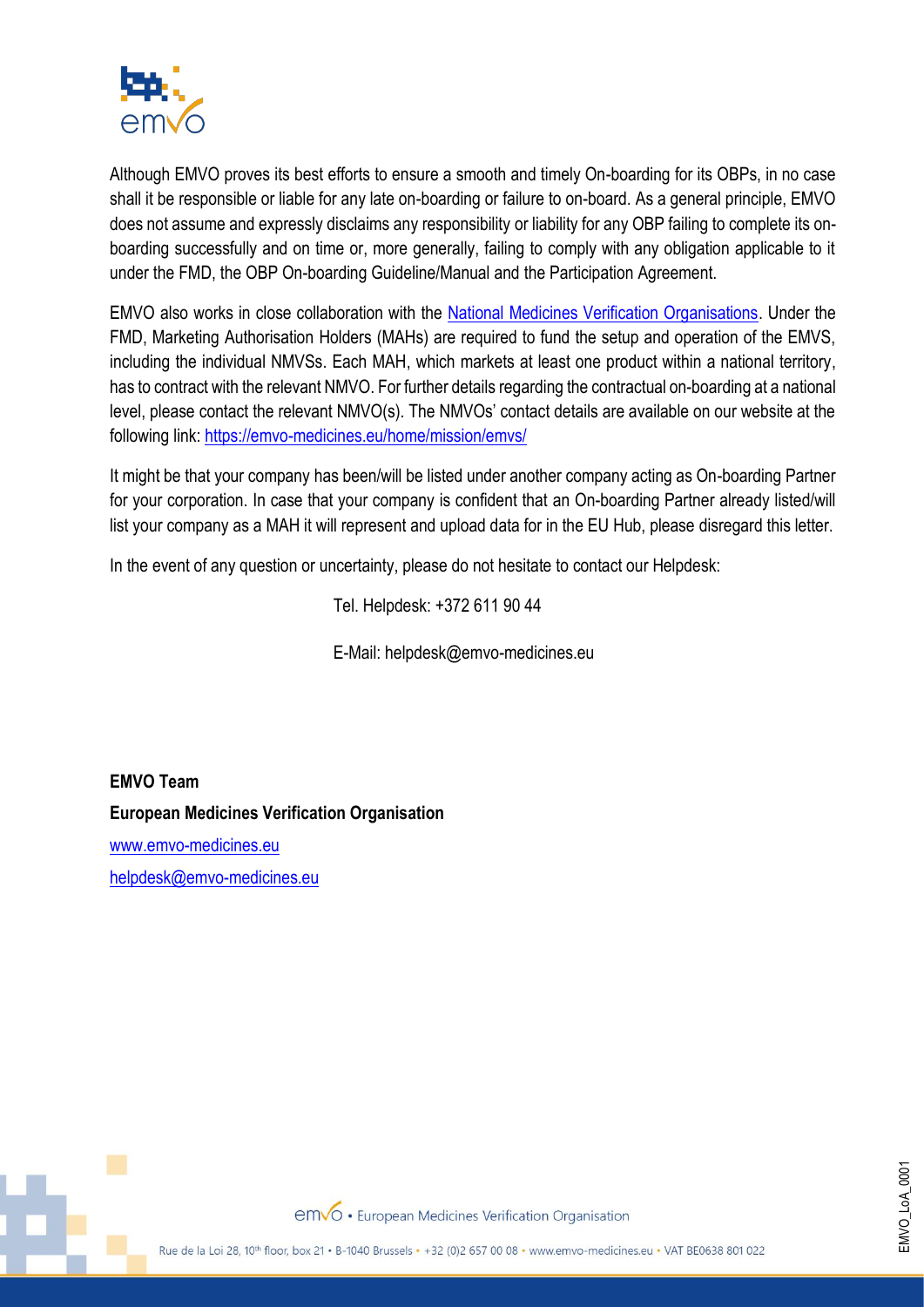Although EMVO proves its best efforts to ensure a smooth and timely On-boarding for its OBPs, in no case shall it be responsible or liable for any late on-boarding or failure to on-board. As a general principle, EMVO does not assume and expressly disclaims any responsibility or liability for any OBP failing to complete its on-boarding successfully and on time or, more generally, failing to comply with any obligation applicable to it under the FMD, the OBP On-boarding Guideline/Manual and the Participation Agreement.

EMVO also works in close collaboration with the [National Medicines Verification Organisations](https://emvo-medicines.eu/home/mission/emvs/). Under the FMD, Marketing Authorisation Holders (MAHs) are required to fund the setup and operation of the EMVS, including the individual NMVSs. Each MAH, which markets at least one product within a national territory, has to contract with the relevant NMVO. For further details regarding the contractual on-boarding at a national level, please contact the relevant NMVO(s). The NMVOs' contact details are available on our website at the following link: https://emvo-medicines.eu/home/mission/emvs/

It might be that your company has been/will be listed under another company acting as On-boarding Partner for your corporation. In case that your company is confident that an On-boarding Partner already listed/will list your company as a MAH it will represent and upload data for in the EU Hub, please disregard this letter.

In the event of any question or uncertainty, please do not hesitate to contact our Helpdesk:

Tel. Helpdesk: +372 611 90 44

E-Mail: helpdesk@emvo-medicines.eu

**EMVO Team**

**European Medicines Verification Organisation**

www.emvo-medicines.eu

helpdesk@emvo-medicines.eu